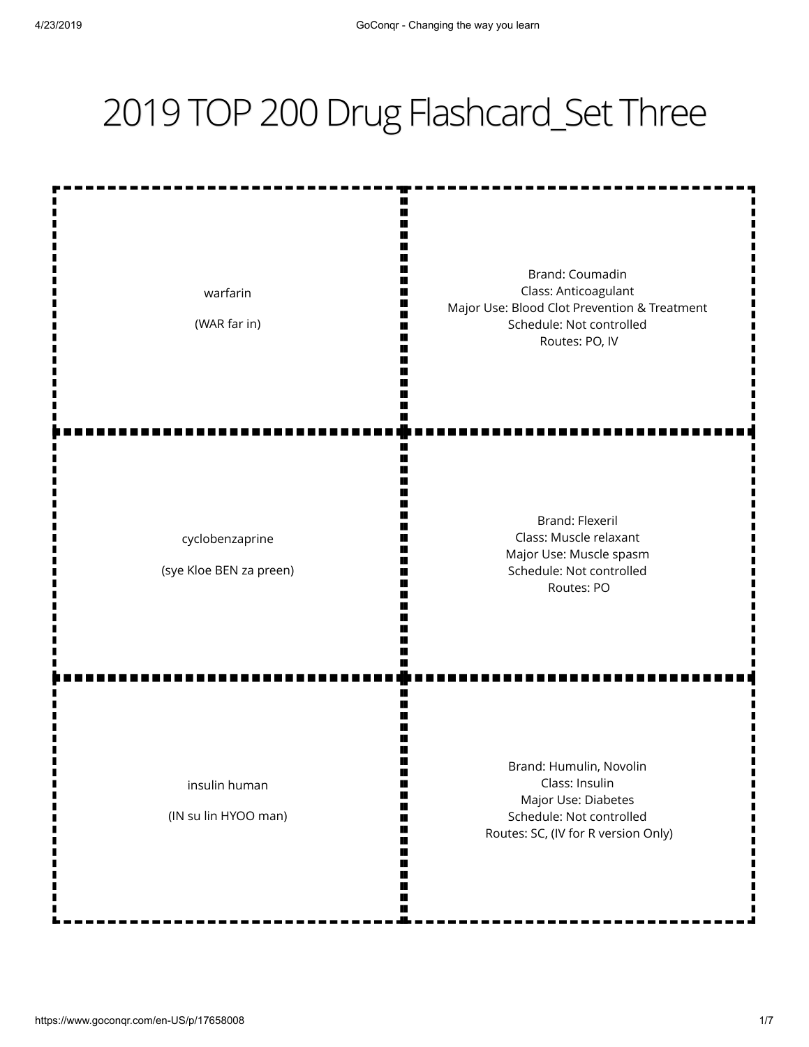# 2019 TOP 200 Drug Flashcard_Set Three

| | |
|---|---|
| warfarin<br><br>(WAR far in) | Brand: Coumadin<br>Class: Anticoagulant<br>Major Use: Blood Clot Prevention & Treatment<br>Schedule: Not controlled<br>Routes: PO, IV |
| cyclobenzaprine<br><br>(sye Kloe BEN za preen) | Brand: Flexeril<br>Class: Muscle relaxant<br>Major Use: Muscle spasm<br>Schedule: Not controlled<br>Routes: PO |
| insulin human<br><br>(IN su lin HYOO man) | Brand: Humulin, Novolin<br>Class: Insulin<br>Major Use: Diabetes<br>Schedule: Not controlled<br>Routes: SC, (IV for R version Only) |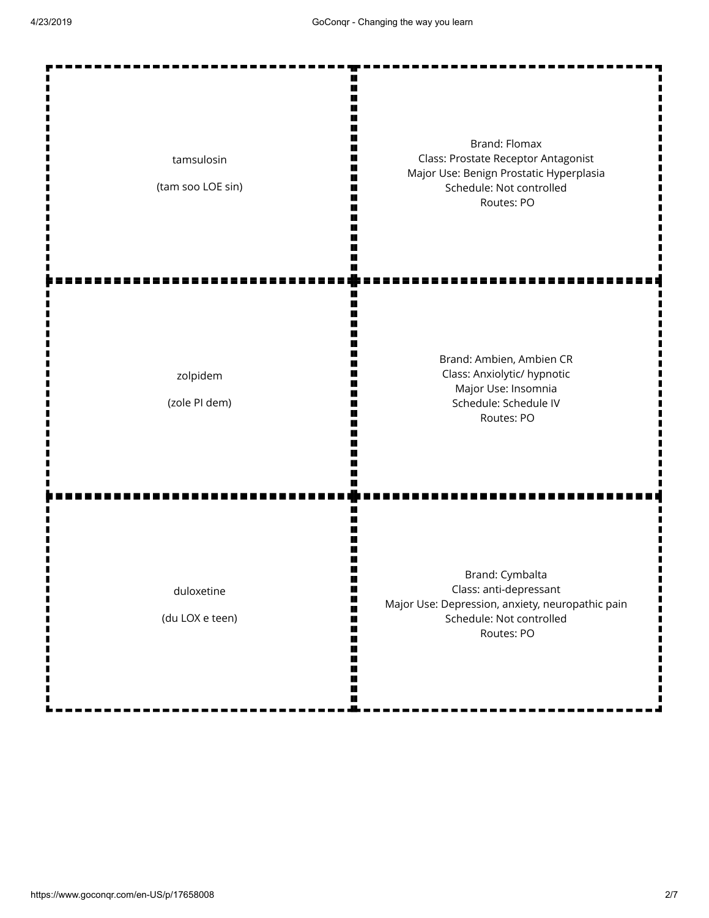| | |
|---|---|
| tamsulosin<br><br>(tam soo LOE sin) | Brand: Flomax<br>Class: Prostate Receptor Antagonist<br>Major Use: Benign Prostatic Hyperplasia<br>Schedule: Not controlled<br>Routes: PO |
| zolpidem<br><br>(zole PI dem) | Brand: Ambien, Ambien CR<br>Class: Anxiolytic/ hypnotic<br>Major Use: Insomnia<br>Schedule: Schedule IV<br>Routes: PO |
| duloxetine<br><br>(du LOX e teen) | Brand: Cymbalta<br>Class: anti-depressant<br>Major Use: Depression, anxiety, neuropathic pain<br>Schedule: Not controlled<br>Routes: PO |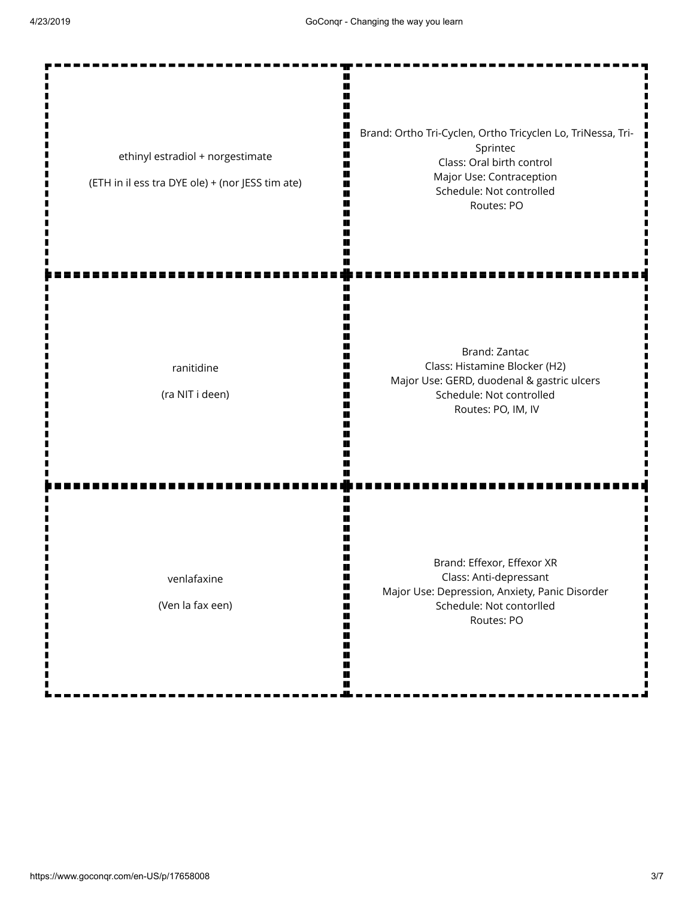| | |
|---|---|
| ethinyl estradiol + norgestimate<br><br>(ETH in il ess tra DYE ole) + (nor JESS tim ate) | Brand: Ortho Tri-Cyclen, Ortho Tricyclen Lo, TriNessa, Tri-Sprintec<br>Class: Oral birth control<br>Major Use: Contraception<br>Schedule: Not controlled<br>Routes: PO |
| ranitidine<br><br>(ra NIT i deen) | Brand: Zantac<br>Class: Histamine Blocker (H2)<br>Major Use: GERD, duodenal & gastric ulcers<br>Schedule: Not controlled<br>Routes: PO, IM, IV |
| venlafaxine<br><br>(Ven la fax een) | Brand: Effexor, Effexor XR<br>Class: Anti-depressant<br>Major Use: Depression, Anxiety, Panic Disorder<br>Schedule: Not contorlled<br>Routes: PO |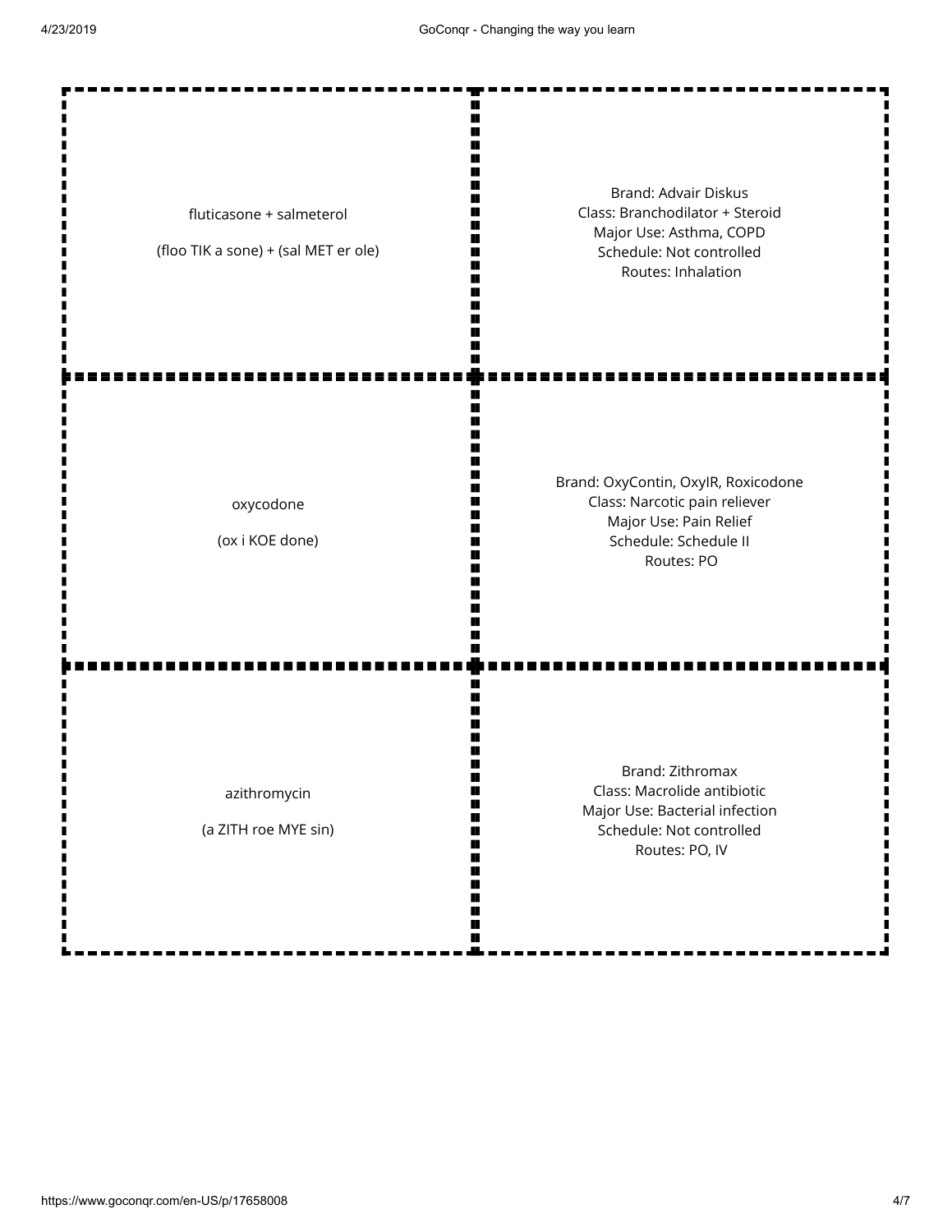| | |
|---|---|
| fluticasone + salmeterol<br><br>(floo TIK a sone) + (sal MET er ole) | Brand: Advair Diskus<br>Class: Branchodilator + Steroid<br>Major Use: Asthma, COPD<br>Schedule: Not controlled<br>Routes: Inhalation |
| oxycodone<br><br>(ox i KOE done) | Brand: OxyContin, OxyIR, Roxicodone<br>Class: Narcotic pain reliever<br>Major Use: Pain Relief<br>Schedule: Schedule II<br>Routes: PO |
| azithromycin<br><br>(a ZITH roe MYE sin) | Brand: Zithromax<br>Class: Macrolide antibiotic<br>Major Use: Bacterial infection<br>Schedule: Not controlled<br>Routes: PO, IV |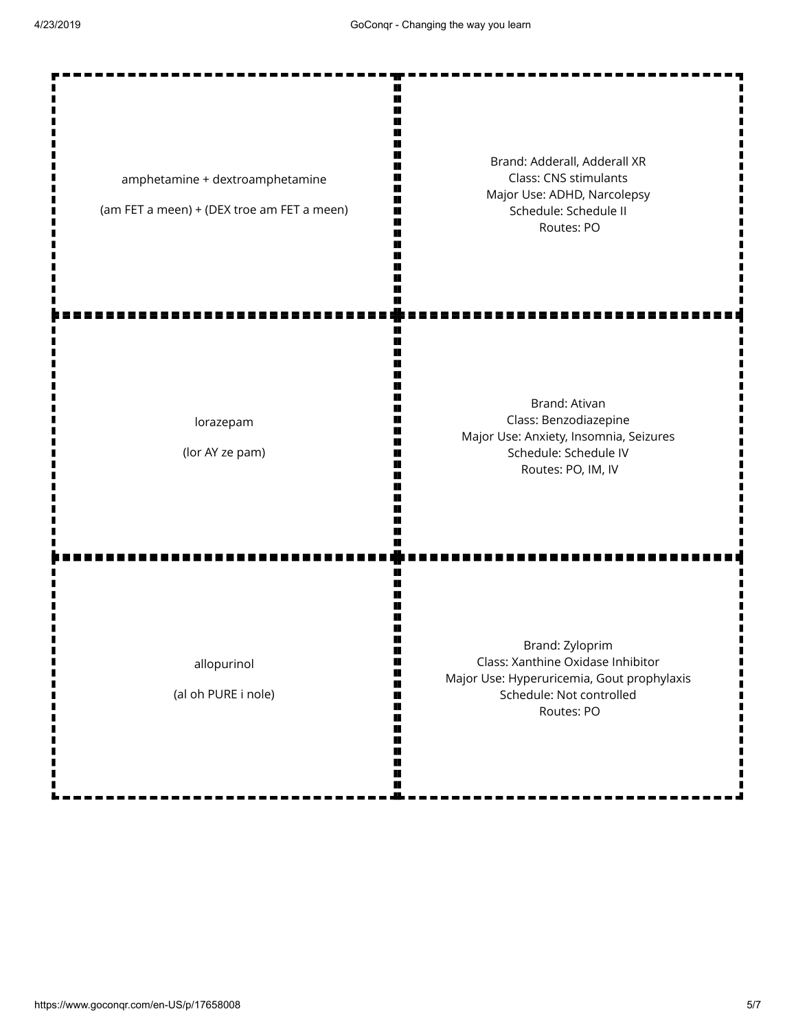| | |
| --- | --- |
| amphetamine + dextroamphetamine<br><br>(am FET a meen) + (DEX troe am FET a meen) | Brand: Adderall, Adderall XR<br>Class: CNS stimulants<br>Major Use: ADHD, Narcolepsy<br>Schedule: Schedule II<br>Routes: PO |
| lorazepam<br><br>(lor AY ze pam) | Brand: Ativan<br>Class: Benzodiazepine<br>Major Use: Anxiety, Insomnia, Seizures<br>Schedule: Schedule IV<br>Routes: PO, IM, IV |
| allopurinol<br><br>(al oh PURE i nole) | Brand: Zyloprim<br>Class: Xanthine Oxidase Inhibitor<br>Major Use: Hyperuricemia, Gout prophylaxis<br>Schedule: Not controlled<br>Routes: PO |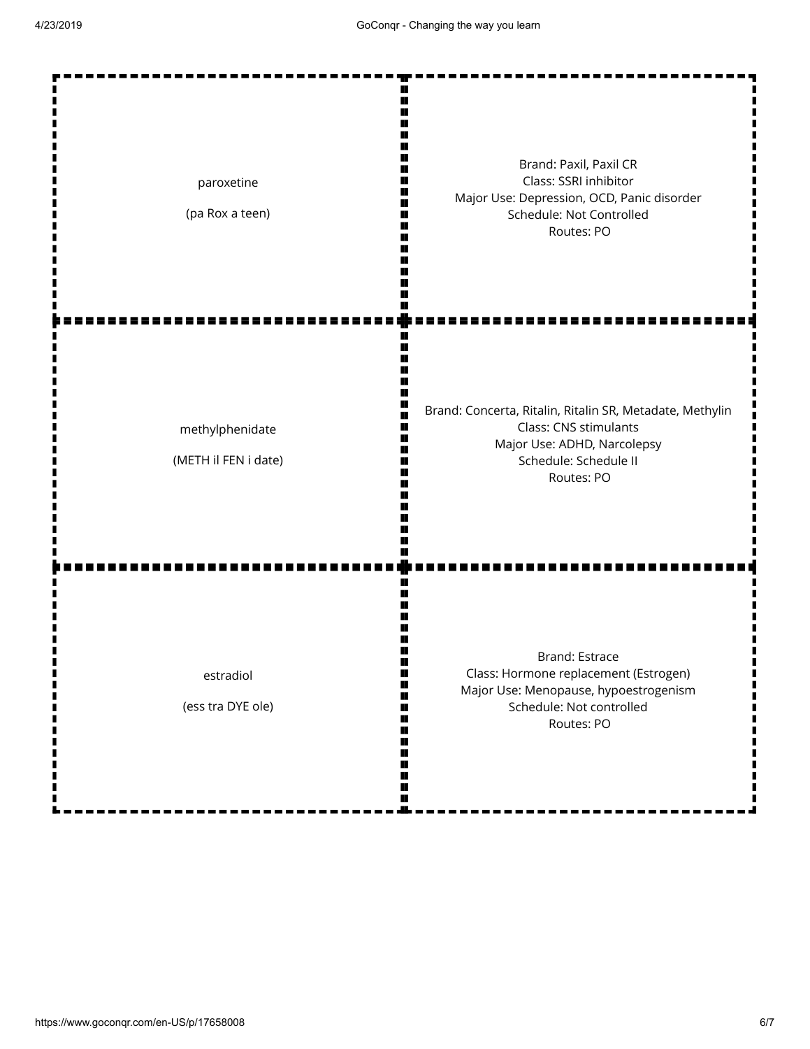| | |
|---|---|
| paroxetine<br><br>(pa Rox a teen) | Brand: Paxil, Paxil CR<br>Class: SSRI inhibitor<br>Major Use: Depression, OCD, Panic disorder<br>Schedule: Not Controlled<br>Routes: PO |
| methylphenidate<br><br>(METH il FEN i date) | Brand: Concerta, Ritalin, Ritalin SR, Metadate, Methylin<br>Class: CNS stimulants<br>Major Use: ADHD, Narcolepsy<br>Schedule: Schedule II<br>Routes: PO |
| estradiol<br><br>(ess tra DYE ole) | Brand: Estrace<br>Class: Hormone replacement (Estrogen)<br>Major Use: Menopause, hypoestrogenism<br>Schedule: Not controlled<br>Routes: PO |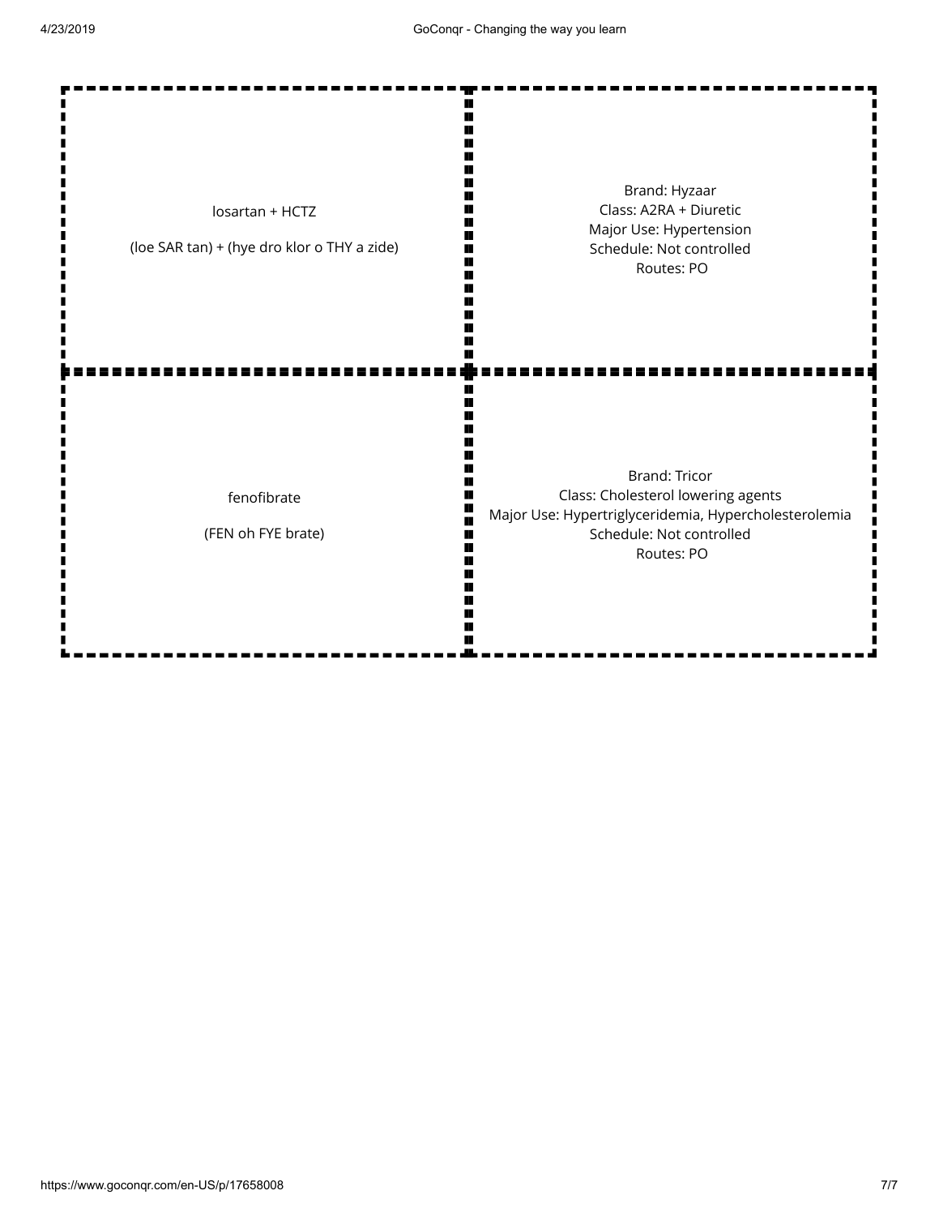| | |
|---|---|
| losartan + HCTZ<br><br>(loe SAR tan) + (hye dro klor o THY a zide) | Brand: Hyzaar<br>Class: A2RA + Diuretic<br>Major Use: Hypertension<br>Schedule: Not controlled<br>Routes: PO |
| fenofibrate<br><br>(FEN oh FYE brate) | Brand: Tricor<br>Class: Cholesterol lowering agents<br>Major Use: Hypertriglyceridemia, Hypercholesterolemia<br>Schedule: Not controlled<br>Routes: PO |